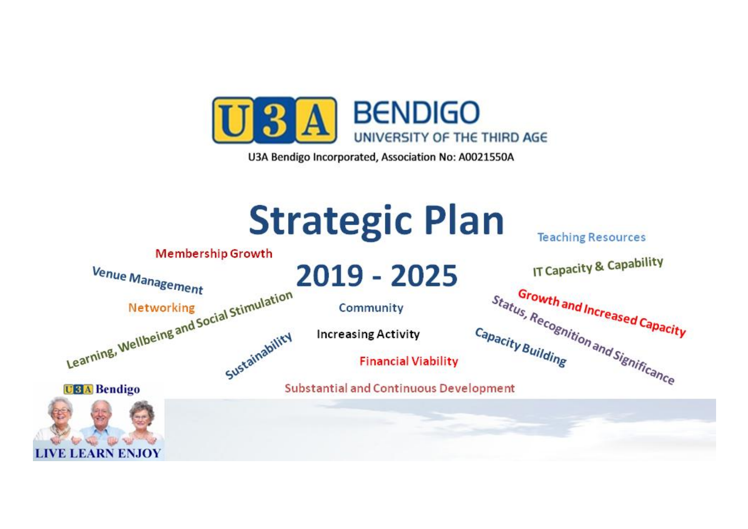# U3A BENDIGO

UNIVERSITY OF THE THIRD AGE

U3A Bendigo Incorporated, Association No: A0021550A

# Strategic Plan

## 2019 - 2025

Teaching Resources

Membership Growth

IT Capacity & Capability

Venue Management

Growth and Increased Capacity

Networking

Community

Status, Recognition and Significance

Learning, Wellbeing and Social Stimulation

Increasing Activity

Capacity Building

Sustainability

Financial Viability

Substantial and Continuous Development

U3A Bendigo

LIVE LEARN ENJOY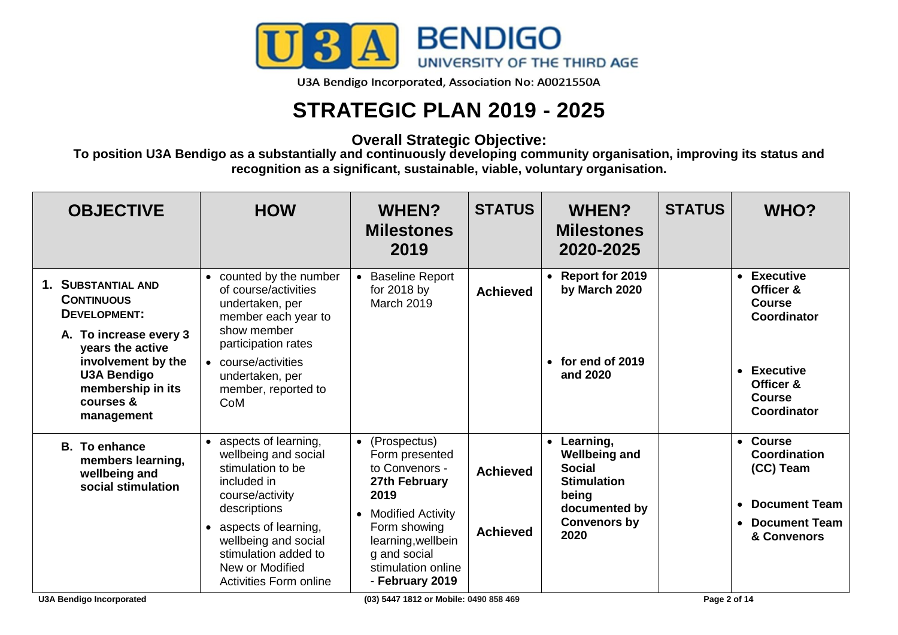U3A BENDIGO UNIVERSITY OF THE THIRD AGE

U3A Bendigo Incorporated, Association No: A0021550A

# STRATEGIC PLAN 2019 - 2025

**Overall Strategic Objective:**
**To position U3A Bendigo as a substantially and continuously developing community organisation, improving its status and recognition as a significant, sustainable, viable, voluntary organisation.**

| OBJECTIVE | HOW | WHEN? Milestones 2019 | STATUS | WHEN? Milestones 2020-2025 | STATUS | WHO? |
|---|---|---|---|---|---|---|
| **1. SUBSTANTIAL AND CONTINUOUS DEVELOPMENT:**<br>**A. To increase every 3 years the active involvement by the U3A Bendigo membership in its courses & management** | • counted by the number of course/activities undertaken, per member each year to show member participation rates<br>• course/activities undertaken, per member, reported to CoM | • Baseline Report for 2018 by March 2019 | **Achieved** | • **Report for 2019 by March 2020**<br>• **for end of 2019 and 2020** | | • **Executive Officer & Course Coordinator**<br>• **Executive Officer & Course Coordinator** |
| **B. To enhance members learning, wellbeing and social stimulation** | • aspects of learning, wellbeing and social stimulation to be included in course/activity descriptions<br>• aspects of learning, wellbeing and social stimulation added to New or Modified Activities Form online | • (Prospectus) Form presented to Convenors - **27th February 2019**<br>• Modified Activity Form showing learning,wellbein g and social stimulation online - **February 2019** | **Achieved**<br><br>**Achieved** | • **Learning, Wellbeing and Social Stimulation being documented by Convenors by 2020** | | • **Course Coordination (CC) Team**<br>• **Document Team**<br>• **Document Team & Convenors** |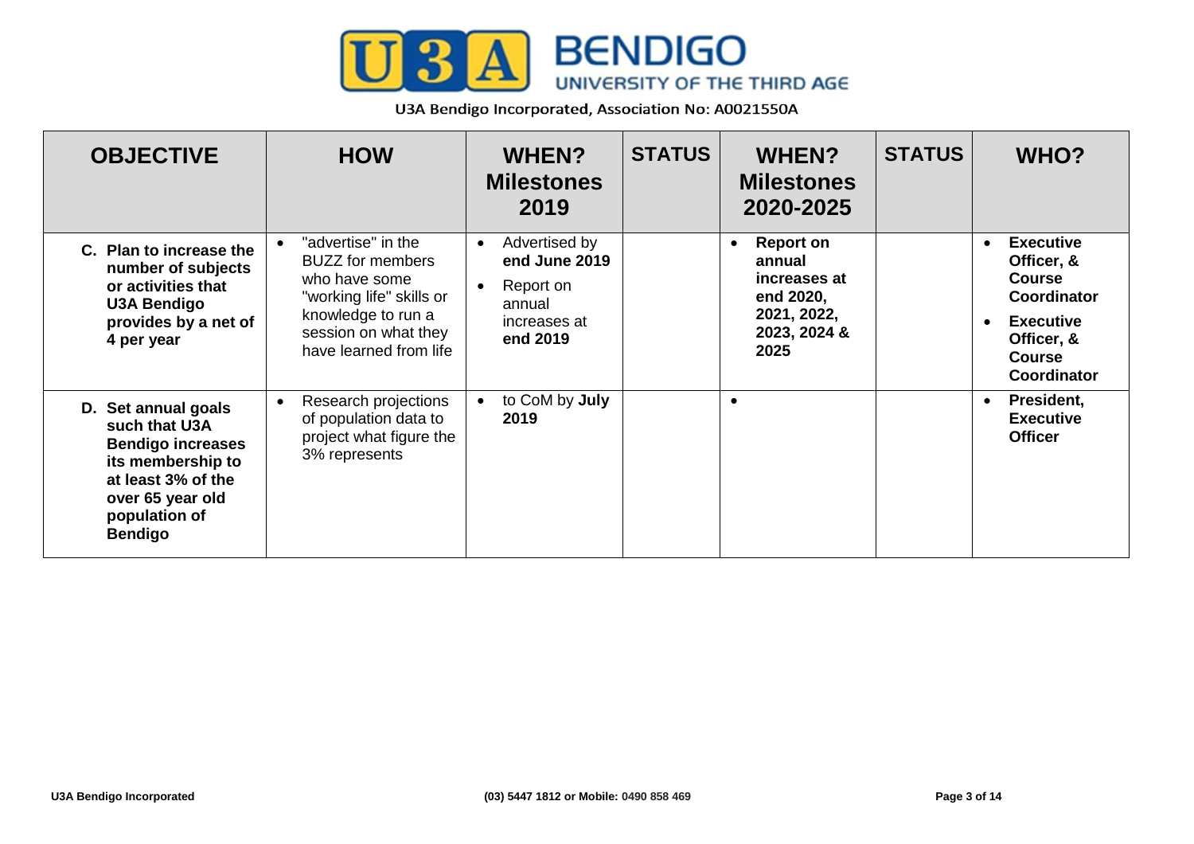U3A Bendigo Incorporated, Association No: A0021550A

| OBJECTIVE | HOW | WHEN? Milestones 2019 | STATUS | WHEN? Milestones 2020-2025 | STATUS | WHO? |
|---|---|---|---|---|---|---|
| **C. Plan to increase the number of subjects or activities that U3A Bendigo provides by a net of 4 per year** | • "advertise" in the BUZZ for members who have some "working life" skills or knowledge to run a session on what they have learned from life | • Advertised by **end June 2019** <br> • Report on annual increases at **end 2019** | | • **Report on annual increases at end 2020, 2021, 2022, 2023, 2024 & 2025** | | • **Executive Officer, & Course Coordinator** <br> • **Executive Officer, & Course Coordinator** |
| **D. Set annual goals such that U3A Bendigo increases its membership to at least 3% of the over 65 year old population of Bendigo** | • Research projections of population data to project what figure the 3% represents | • to CoM by **July 2019** | | • | | • **President, Executive Officer** |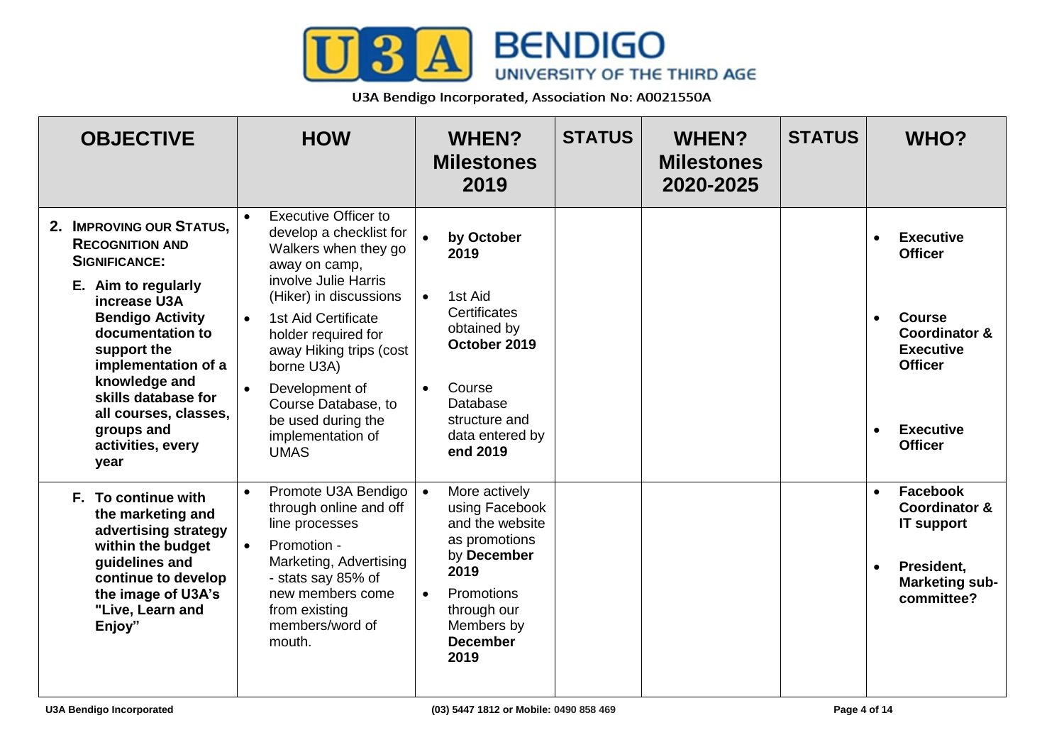U3A Bendigo Incorporated, Association No: A0021550A

| OBJECTIVE | HOW | WHEN? Milestones 2019 | STATUS | WHEN? Milestones 2020-2025 | STATUS | WHO? |
|---|---|---|---|---|---|---|
| **2. IMPROVING OUR STATUS, RECOGNITION AND SIGNIFICANCE:** <br> **E. Aim to regularly increase U3A Bendigo Activity documentation to support the implementation of a knowledge and skills database for all courses, classes, groups and activities, every year** | • Executive Officer to develop a checklist for Walkers when they go away on camp, involve Julie Harris (Hiker) in discussions <br> • 1st Aid Certificate holder required for away Hiking trips (cost borne U3A) <br> • Development of Course Database, to be used during the implementation of UMAS | • **by October 2019** <br> • 1st Aid Certificates obtained by **October 2019** <br> • Course Database structure and data entered by **end 2019** | | | | • **Executive Officer** <br> • **Course Coordinator & Executive Officer** <br> • **Executive Officer** |
| **F. To continue with the marketing and advertising strategy within the budget guidelines and continue to develop the image of U3A's "Live, Learn and Enjoy"** | • Promote U3A Bendigo through online and off line processes <br> • Promotion - Marketing, Advertising - stats say 85% of new members come from existing members/word of mouth. | • More actively using Facebook and the website as promotions by **December 2019** <br> • Promotions through our Members by **December 2019** | | | | • **Facebook Coordinator & IT support** <br> • **President, Marketing sub-committee?** |

U3A Bendigo Incorporated (03) 5447 1812 or Mobile: 0490 858 469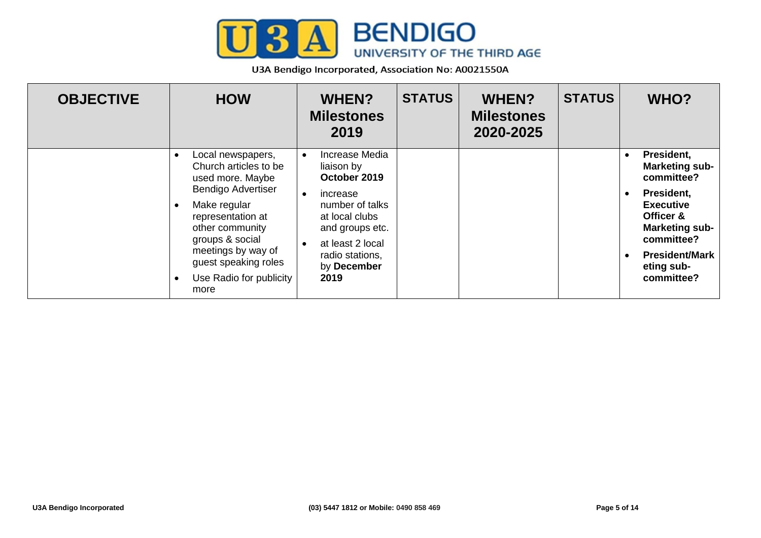| OBJECTIVE | HOW | WHEN? Milestones 2019 | STATUS | WHEN? Milestones 2020-2025 | STATUS | WHO? |
|---|---|---|---|---|---|---|
| | • Local newspapers, Church articles to be used more. Maybe Bendigo Advertiser<br>• Make regular representation at other community groups & social meetings by way of guest speaking roles<br>• Use Radio for publicity more | • Increase Media liaison by **October 2019**<br>• increase number of talks at local clubs and groups etc.<br>• at least 2 local radio stations, by **December 2019** | | | | • **President, Marketing sub-committee?**<br>• **President, Executive Officer & Marketing sub-committee?**<br>• **President/Marketing sub-committee?** |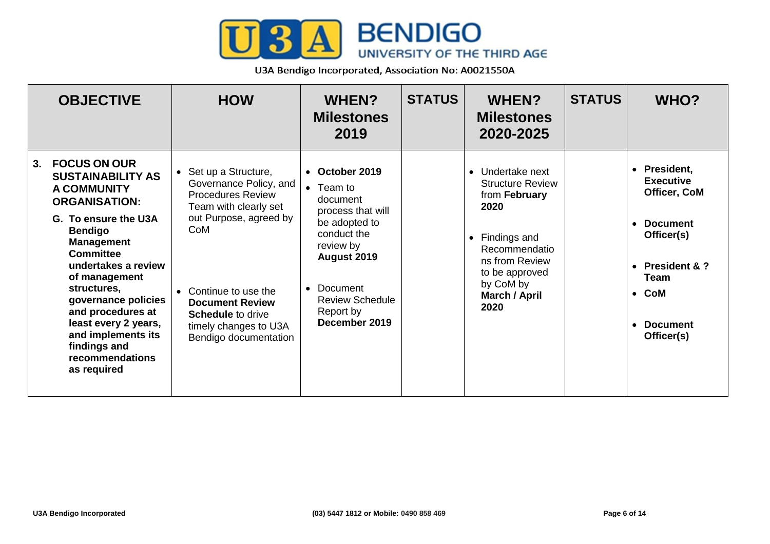U3A Bendigo Incorporated, Association No: A0021550A

| OBJECTIVE | HOW | WHEN? Milestones 2019 | STATUS | WHEN? Milestones 2020-2025 | STATUS | WHO? |
|---|---|---|---|---|---|---|
| **3. FOCUS ON OUR SUSTAINABILITY AS A COMMUNITY ORGANISATION:**<br><br>**G. To ensure the U3A Bendigo Management Committee undertakes a review of management structures, governance policies and procedures at least every 2 years, and implements its findings and recommendations as required** | • Set up a Structure, Governance Policy, and Procedures Review Team with clearly set out Purpose, agreed by CoM<br><br>• Continue to use the **Document Review Schedule** to drive timely changes to U3A Bendigo documentation | • **October 2019**<br>• Team to document process that will be adopted to conduct the review by **August 2019**<br>• Document Review Schedule Report by **December 2019** | | • Undertake next Structure Review from **February 2020**<br>• Findings and Recommendations from Review to be approved by CoM by **March / April 2020** | | • **President, Executive Officer, CoM**<br>• **Document Officer(s)**<br>• **President & ? Team**<br>• **CoM**<br>• **Document Officer(s)** |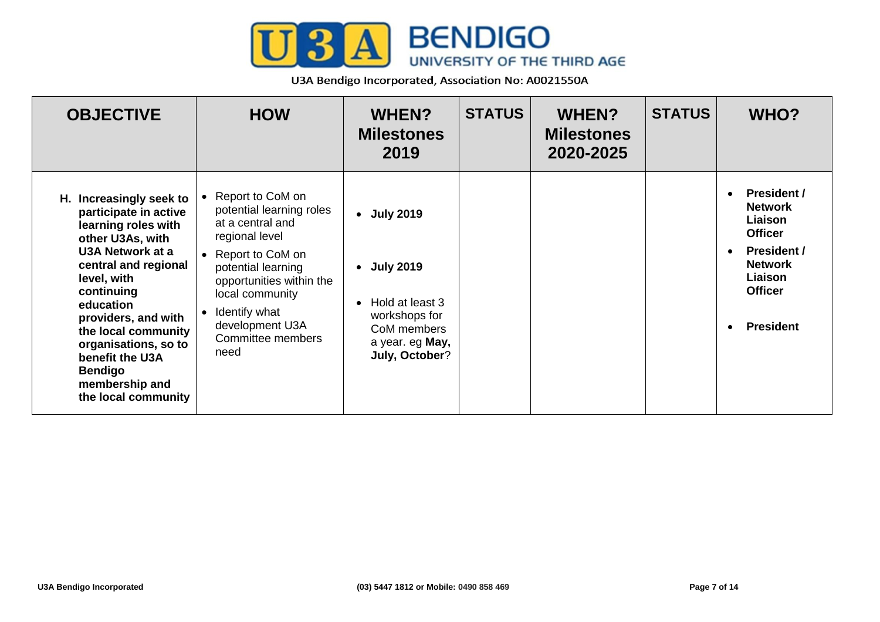**U3A BENDIGO UNIVERSITY OF THE THIRD AGE**

U3A Bendigo Incorporated, Association No: A0021550A

| OBJECTIVE | HOW | WHEN? Milestones 2019 | STATUS | WHEN? Milestones 2020-2025 | STATUS | WHO? |
|---|---|---|---|---|---|---|
| **H. Increasingly seek to participate in active learning roles with other U3As, with U3A Network at a central and regional level, with continuing education providers, and with the local community organisations, so to benefit the U3A Bendigo membership and the local community** | • Report to CoM on potential learning roles at a central and regional level<br>• Report to CoM on potential learning opportunities within the local community<br>• Identify what development U3A Committee members need | • **July 2019**<br>• **July 2019**<br>• Hold at least 3 workshops for CoM members a year. eg **May, July, October**? | | | | • **President / Network Liaison Officer**<br>• **President / Network Liaison Officer**<br>• **President** |

U3A Bendigo Incorporated (03) 5447 1812 or Mobile: 0490 858 469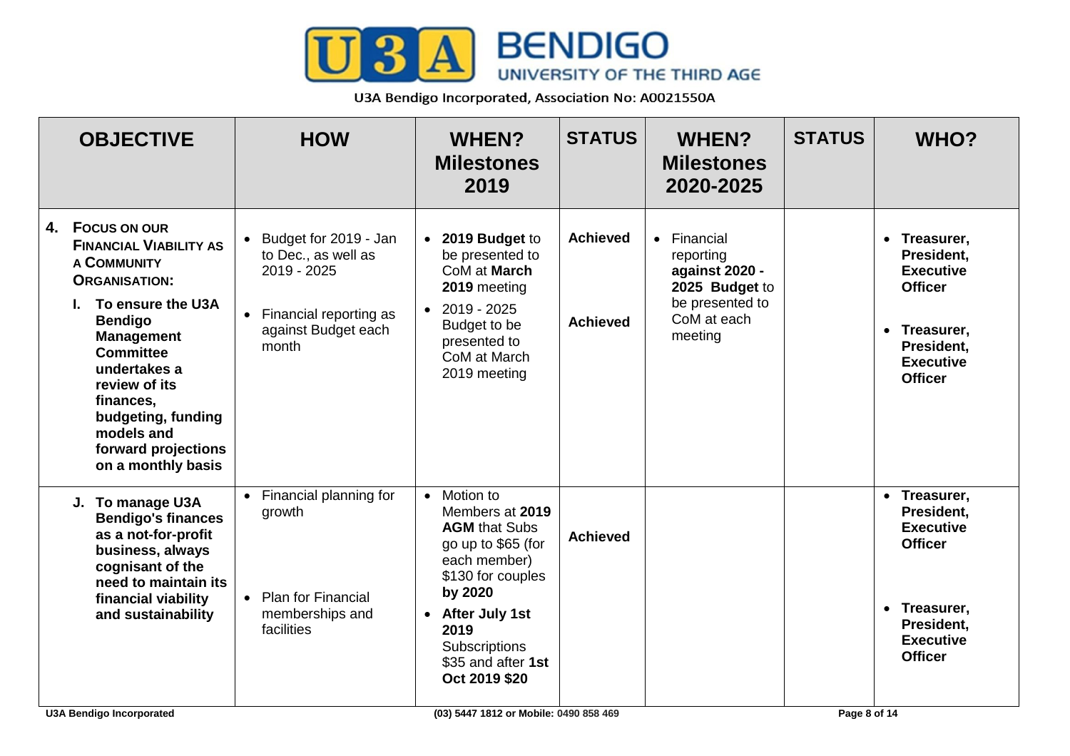U3A BENDIGO UNIVERSITY OF THE THIRD AGE

U3A Bendigo Incorporated, Association No: A0021550A

| OBJECTIVE | HOW | WHEN? Milestones 2019 | STATUS | WHEN? Milestones 2020-2025 | STATUS | WHO? |
|---|---|---|---|---|---|---|
| **4. FOCUS ON OUR FINANCIAL VIABILITY AS A COMMUNITY ORGANISATION:**<br>**I. To ensure the U3A Bendigo Management Committee undertakes a review of its finances, budgeting, funding models and forward projections on a monthly basis** | • Budget for 2019 - Jan to Dec., as well as 2019 - 2025<br>• Financial reporting as against Budget each month | • **2019 Budget** to be presented to CoM at **March 2019** meeting<br>• 2019 - 2025 Budget to be presented to CoM at March 2019 meeting | **Achieved**<br>**Achieved** | • Financial reporting **against 2020 - 2025 Budget** to be presented to CoM at each meeting | | • **Treasurer, President, Executive Officer**<br>• **Treasurer, President, Executive Officer** |
| **J. To manage U3A Bendigo's finances as a not-for-profit business, always cognisant of the need to maintain its financial viability and sustainability** | • Financial planning for growth<br>• Plan for Financial memberships and facilities | • Motion to Members at **2019 AGM** that Subs go up to $65 (for each member) $130 for couples **by 2020**<br>• **After July 1st 2019** Subscriptions $35 and after **1st Oct 2019 $20** | **Achieved** | | | • **Treasurer, President, Executive Officer**<br>• **Treasurer, President, Executive Officer** |

U3A Bendigo Incorporated — (03) 5447 1812 or Mobile: 0490 858 469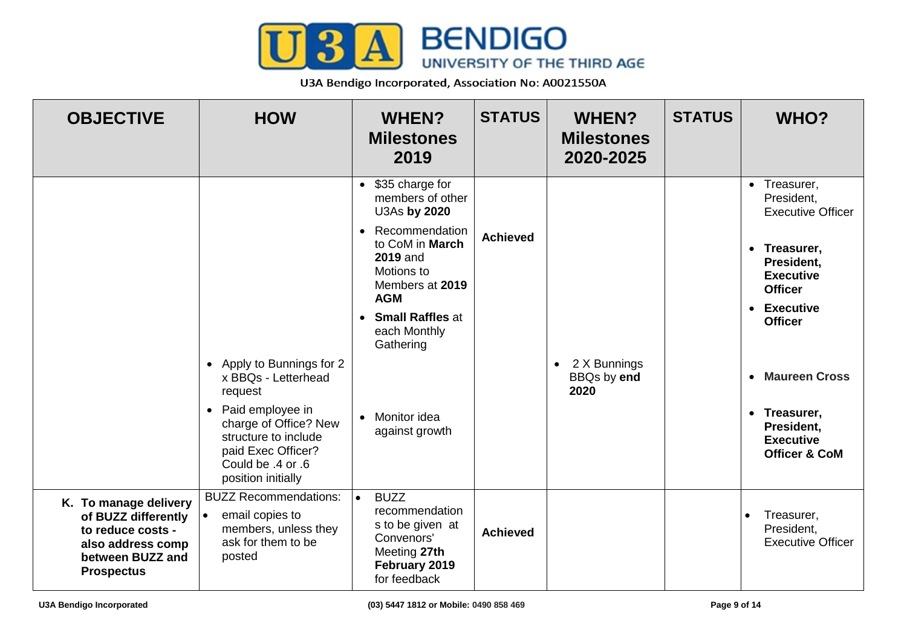U3A Bendigo Incorporated, Association No: A0021550A

| OBJECTIVE | HOW | WHEN? Milestones 2019 | STATUS | WHEN? Milestones 2020-2025 | STATUS | WHO? |
|---|---|---|---|---|---|---|
| | | • $35 charge for members of other U3As **by 2020** | | | | • Treasurer, President, Executive Officer |
| | | • Recommendation to CoM in **March 2019** and Motions to Members at **2019 AGM** | **Achieved** | | | • **Treasurer, President, Executive Officer** |
| | | • **Small Raffles** at each Monthly Gathering | | | | • **Executive Officer** |
| | • Apply to Bunnings for 2 x BBQs - Letterhead request | | | • 2 X Bunnings BBQs by **end 2020** | | • **Maureen Cross** |
| | • Paid employee in charge of Office? New structure to include paid Exec Officer? Could be .4 or .6 position initially | • Monitor idea against growth | | | | • **Treasurer, President, Executive Officer & CoM** |
| **K. To manage delivery of BUZZ differently to reduce costs - also address comp between BUZZ and Prospectus** | BUZZ Recommendations:<br>• email copies to members, unless they ask for them to be posted | • BUZZ recommendation s to be given at Convenors' Meeting **27th February 2019** for feedback | **Achieved** | | | • Treasurer, President, Executive Officer |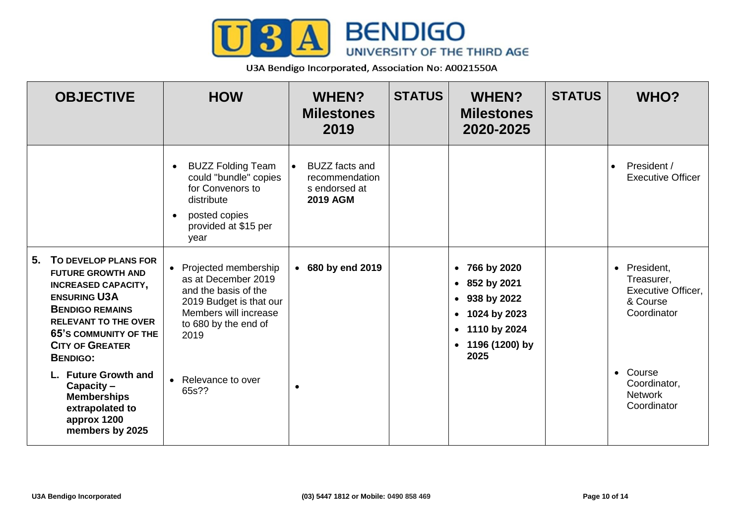| **OBJECTIVE** | **HOW** | **WHEN? Milestones 2019** | **STATUS** | **WHEN? Milestones 2020-2025** | **STATUS** | **WHO?** |
|---|---|---|---|---|---|---|
| | • BUZZ Folding Team could "bundle" copies for Convenors to distribute<br>• posted copies provided at $15 per year | • BUZZ facts and recommendations endorsed at **2019 AGM** | | | | • President / Executive Officer |
| **5. TO DEVELOP PLANS FOR FUTURE GROWTH AND INCREASED CAPACITY, ENSURING U3A BENDIGO REMAINS RELEVANT TO THE OVER 65'S COMMUNITY OF THE CITY OF GREATER BENDIGO:**<br><br>**L. Future Growth and Capacity – Memberships extrapolated to approx 1200 members by 2025** | • Projected membership as at December 2019 and the basis of the 2019 Budget is that our Members will increase to 680 by the end of 2019<br><br>• Relevance to over 65s?? | • **680 by end 2019**<br><br>• | | • **766 by 2020**<br>• **852 by 2021**<br>• **938 by 2022**<br>• **1024 by 2023**<br>• **1110 by 2024**<br>• **1196 (1200) by 2025** | | • President, Treasurer, Executive Officer, & Course Coordinator<br><br>• Course Coordinator, Network Coordinator |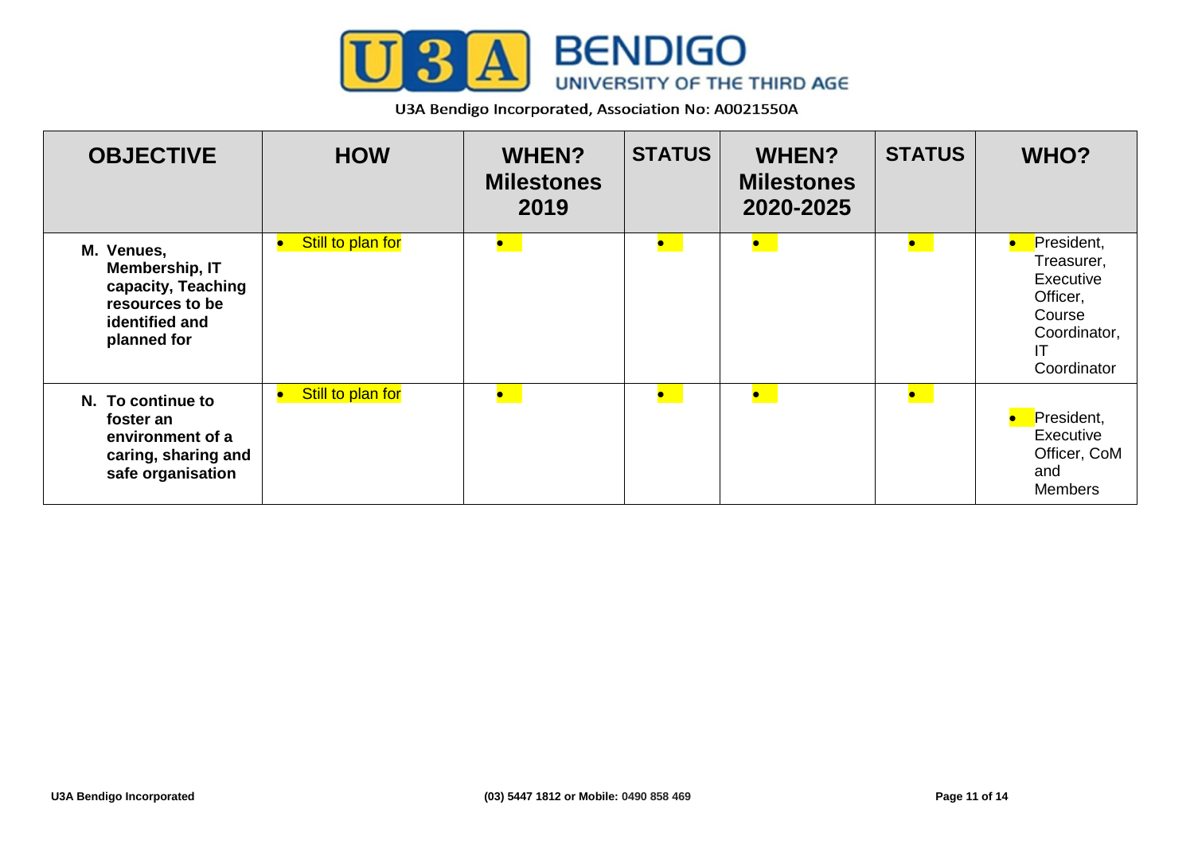U3A Bendigo Incorporated, Association No: A0021550A

| OBJECTIVE | HOW | WHEN? Milestones 2019 | STATUS | WHEN? Milestones 2020-2025 | STATUS | WHO? |
|---|---|---|---|---|---|---|
| **M. Venues, Membership, IT capacity, Teaching resources to be identified and planned for** | • Still to plan for | • | • | • | • | • President, Treasurer, Executive Officer, Course Coordinator, IT Coordinator |
| **N. To continue to foster an environment of a caring, sharing and safe organisation** | • Still to plan for | • | • | • | • | • President, Executive Officer, CoM and Members |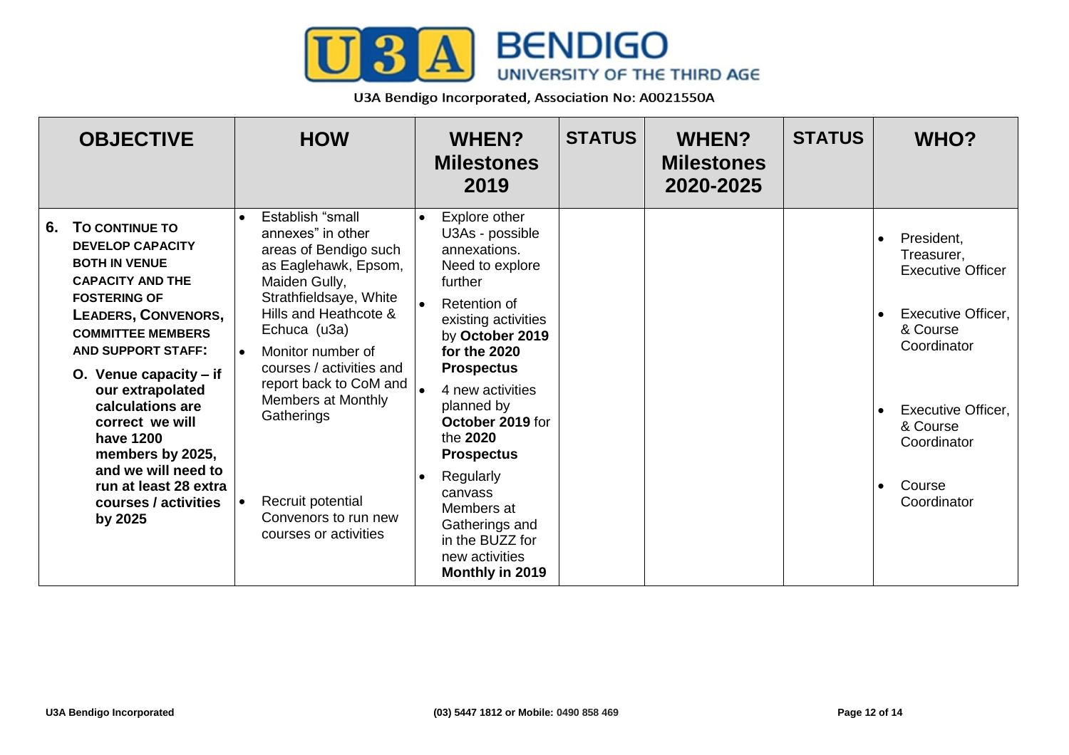U3A BENDIGO UNIVERSITY OF THE THIRD AGE

U3A Bendigo Incorporated, Association No: A0021550A

| OBJECTIVE | HOW | WHEN? Milestones 2019 | STATUS | WHEN? Milestones 2020-2025 | STATUS | WHO? |
|---|---|---|---|---|---|---|
| **6. TO CONTINUE TO DEVELOP CAPACITY BOTH IN VENUE CAPACITY AND THE FOSTERING OF LEADERS, CONVENORS, COMMITTEE MEMBERS AND SUPPORT STAFF:** **O. Venue capacity – if our extrapolated calculations are correct we will have 1200 members by 2025, and we will need to run at least 28 extra courses / activities by 2025** | • Establish "small annexes" in other areas of Bendigo such as Eaglehawk, Epsom, Maiden Gully, Strathfieldsaye, White Hills and Heathcote & Echuca (u3a)<br>• Monitor number of courses / activities and report back to CoM and Members at Monthly Gatherings<br>• Recruit potential Convenors to run new courses or activities | • Explore other U3As - possible annexations. Need to explore further<br>• Retention of existing activities by **October 2019 for the 2020 Prospectus**<br>• 4 new activities planned by **October 2019** for the **2020 Prospectus**<br>• Regularly canvass Members at Gatherings and in the BUZZ for new activities **Monthly in 2019** | | | | • President, Treasurer, Executive Officer<br>• Executive Officer, & Course Coordinator<br>• Executive Officer, & Course Coordinator<br>• Course Coordinator |

U3A Bendigo Incorporated (03) 5447 1812 or Mobile: 0490 858 469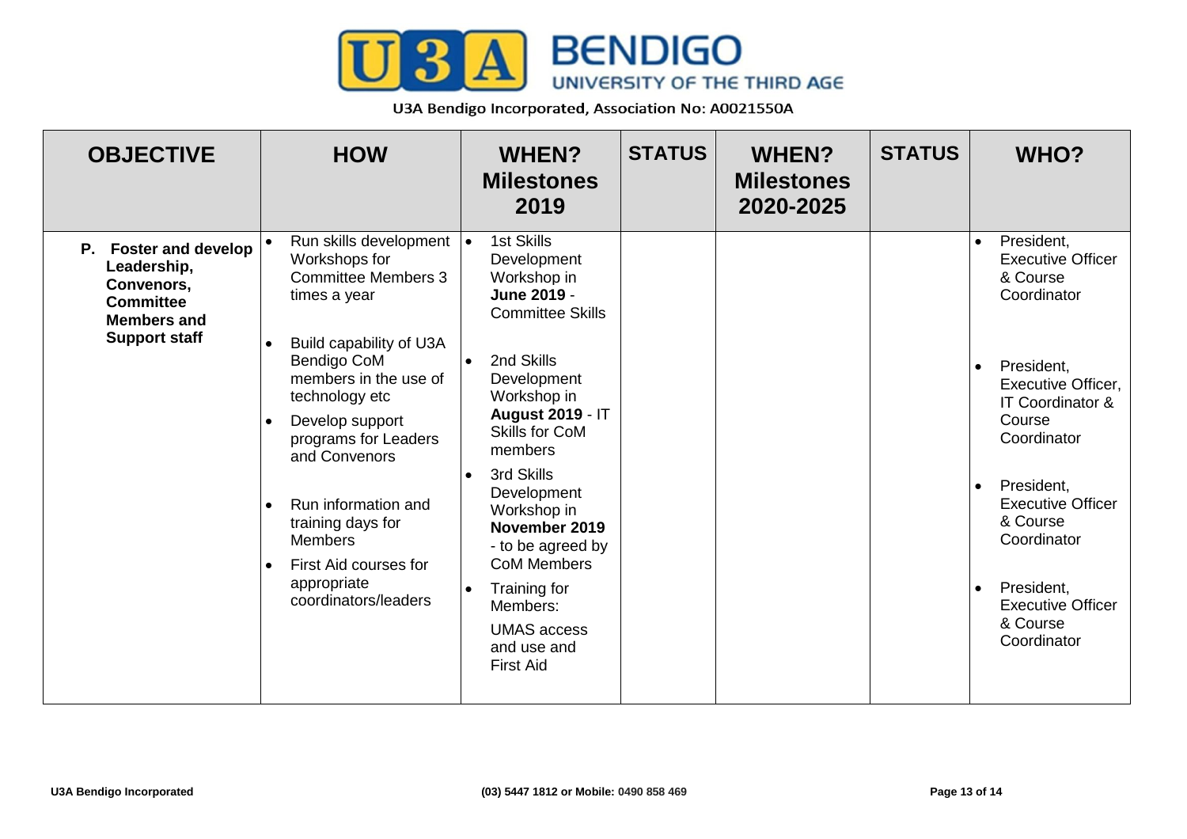U3A Bendigo Incorporated, Association No: A0021550A

| OBJECTIVE | HOW | WHEN? Milestones 2019 | STATUS | WHEN? Milestones 2020-2025 | STATUS | WHO? |
|---|---|---|---|---|---|---|
| **P. Foster and develop Leadership, Convenors, Committee Members and Support staff** | • Run skills development Workshops for Committee Members 3 times a year<br>• Build capability of U3A Bendigo CoM members in the use of technology etc<br>• Develop support programs for Leaders and Convenors<br>• Run information and training days for Members<br>• First Aid courses for appropriate coordinators/leaders | • 1st Skills Development Workshop in **June 2019** - Committee Skills<br>• 2nd Skills Development Workshop in **August 2019** - IT Skills for CoM members<br>• 3rd Skills Development Workshop in **November 2019** - to be agreed by CoM Members<br>• Training for Members: UMAS access and use and First Aid | | | | • President, Executive Officer & Course Coordinator<br>• President, Executive Officer, IT Coordinator & Course Coordinator<br>• President, Executive Officer & Course Coordinator<br>• President, Executive Officer & Course Coordinator |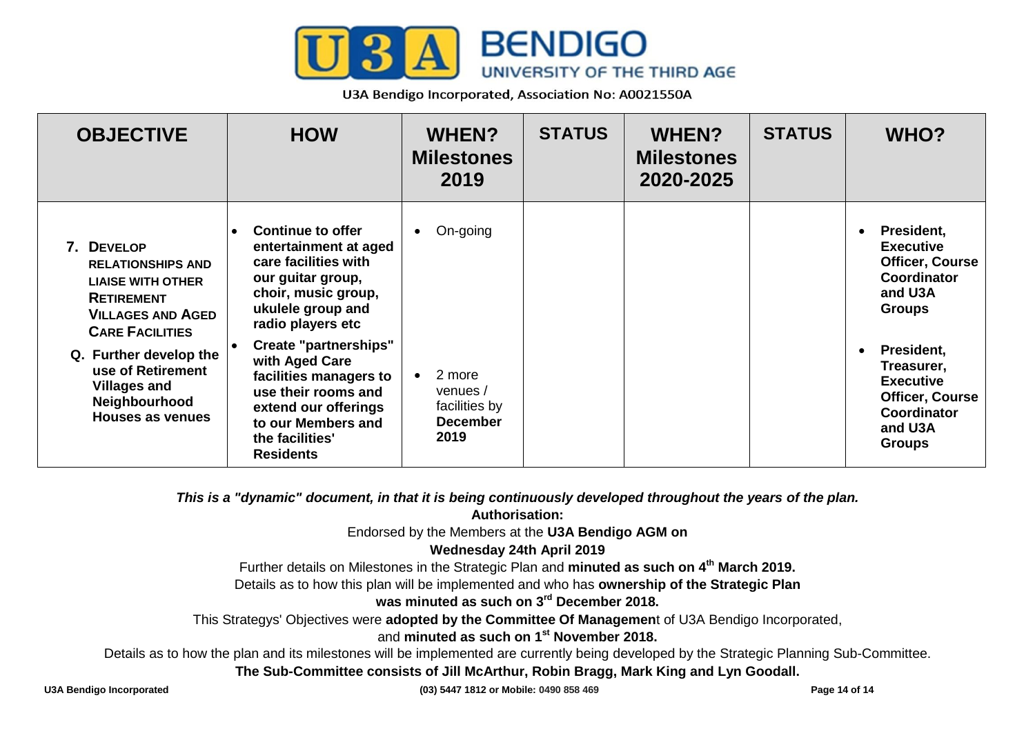U3A Bendigo Incorporated, Association No: A0021550A

| OBJECTIVE | HOW | WHEN? Milestones 2019 | STATUS | WHEN? Milestones 2020-2025 | STATUS | WHO? |
|---|---|---|---|---|---|---|
| **7. DEVELOP RELATIONSHIPS AND LIAISE WITH OTHER RETIREMENT VILLAGES AND AGED CARE FACILITIES**<br><br>**Q. Further develop the use of Retirement Villages and Neighbourhood Houses as venues** | • **Continue to offer entertainment at aged care facilities with our guitar group, choir, music group, ukulele group and radio players etc**<br>• **Create "partnerships" with Aged Care facilities managers to use their rooms and extend our offerings to our Members and the facilities' Residents** | • On-going<br>• 2 more venues / facilities by **December 2019** | | | | • **President, Executive Officer, Course Coordinator and U3A Groups**<br>• **President, Treasurer, Executive Officer, Course Coordinator and U3A Groups** |

***This is a "dynamic" document, in that it is being continuously developed throughout the years of the plan.***

**Authorisation:**

Endorsed by the Members at the **U3A Bendigo AGM on**

**Wednesday 24th April 2019**

Further details on Milestones in the Strategic Plan and **minuted as such on 4th March 2019.**

Details as to how this plan will be implemented and who has **ownership of the Strategic Plan**

**was minuted as such on 3rd December 2018.**

This Strategys' Objectives were **adopted by the Committee Of Managemen**t of U3A Bendigo Incorporated,

and **minuted as such on 1st November 2018.**

Details as to how the plan and its milestones will be implemented are currently being developed by the Strategic Planning Sub-Committee.

**The Sub-Committee consists of Jill McArthur, Robin Bragg, Mark King and Lyn Goodall.**